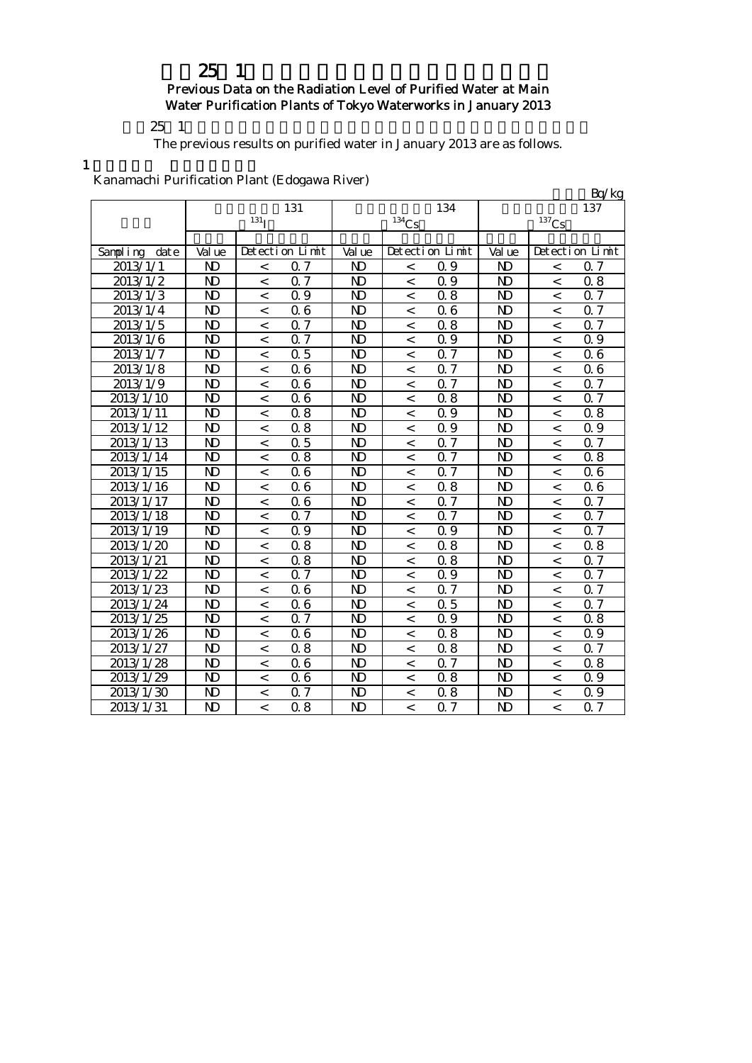# 25 1

Previous Data on the Radiation Level of Purified Water at Main Water Purification Plants of Tokyo Waterworks in January 2013

25 1

The previous results on purified water in January 2013 are as follows.

1

Kanamachi Purification Plant (Edogawa River)

Bq/kg

| | 131 $^{131}$I | | | 134 $^{134}$Cs | | | 137 $^{137}$Cs | | |
|---|---|---|---|---|---|---|---|---|---|
| Sampling date | Value | Detection Limit | | Value | Detection Limit | | Value | Detection Limit | |
| 2013/1/1 | ND | < | 0.7 | ND | < | 0.9 | ND | < | 0.7 |
| 2013/1/2 | ND | < | 0.7 | ND | < | 0.9 | ND | < | 0.8 |
| 2013/1/3 | ND | < | 0.9 | ND | < | 0.8 | ND | < | 0.7 |
| 2013/1/4 | ND | < | 0.6 | ND | < | 0.6 | ND | < | 0.7 |
| 2013/1/5 | ND | < | 0.7 | ND | < | 0.8 | ND | < | 0.7 |
| 2013/1/6 | ND | < | 0.7 | ND | < | 0.9 | ND | < | 0.9 |
| 2013/1/7 | ND | < | 0.5 | ND | < | 0.7 | ND | < | 0.6 |
| 2013/1/8 | ND | < | 0.6 | ND | < | 0.7 | ND | < | 0.6 |
| 2013/1/9 | ND | < | 0.6 | ND | < | 0.7 | ND | < | 0.7 |
| 2013/1/10 | ND | < | 0.6 | ND | < | 0.8 | ND | < | 0.7 |
| 2013/1/11 | ND | < | 0.8 | ND | < | 0.9 | ND | < | 0.8 |
| 2013/1/12 | ND | < | 0.8 | ND | < | 0.9 | ND | < | 0.9 |
| 2013/1/13 | ND | < | 0.5 | ND | < | 0.7 | ND | < | 0.7 |
| 2013/1/14 | ND | < | 0.8 | ND | < | 0.7 | ND | < | 0.8 |
| 2013/1/15 | ND | < | 0.6 | ND | < | 0.7 | ND | < | 0.6 |
| 2013/1/16 | ND | < | 0.6 | ND | < | 0.8 | ND | < | 0.6 |
| 2013/1/17 | ND | < | 0.6 | ND | < | 0.7 | ND | < | 0.7 |
| 2013/1/18 | ND | < | 0.7 | ND | < | 0.7 | ND | < | 0.7 |
| 2013/1/19 | ND | < | 0.9 | ND | < | 0.9 | ND | < | 0.7 |
| 2013/1/20 | ND | < | 0.8 | ND | < | 0.8 | ND | < | 0.8 |
| 2013/1/21 | ND | < | 0.8 | ND | < | 0.8 | ND | < | 0.7 |
| 2013/1/22 | ND | < | 0.7 | ND | < | 0.9 | ND | < | 0.7 |
| 2013/1/23 | ND | < | 0.6 | ND | < | 0.7 | ND | < | 0.7 |
| 2013/1/24 | ND | < | 0.6 | ND | < | 0.5 | ND | < | 0.7 |
| 2013/1/25 | ND | < | 0.7 | ND | < | 0.9 | ND | < | 0.8 |
| 2013/1/26 | ND | < | 0.6 | ND | < | 0.8 | ND | < | 0.9 |
| 2013/1/27 | ND | < | 0.8 | ND | < | 0.8 | ND | < | 0.7 |
| 2013/1/28 | ND | < | 0.6 | ND | < | 0.7 | ND | < | 0.8 |
| 2013/1/29 | ND | < | 0.6 | ND | < | 0.8 | ND | < | 0.9 |
| 2013/1/30 | ND | < | 0.7 | ND | < | 0.8 | ND | < | 0.9 |
| 2013/1/31 | ND | < | 0.8 | ND | < | 0.7 | ND | < | 0.7 |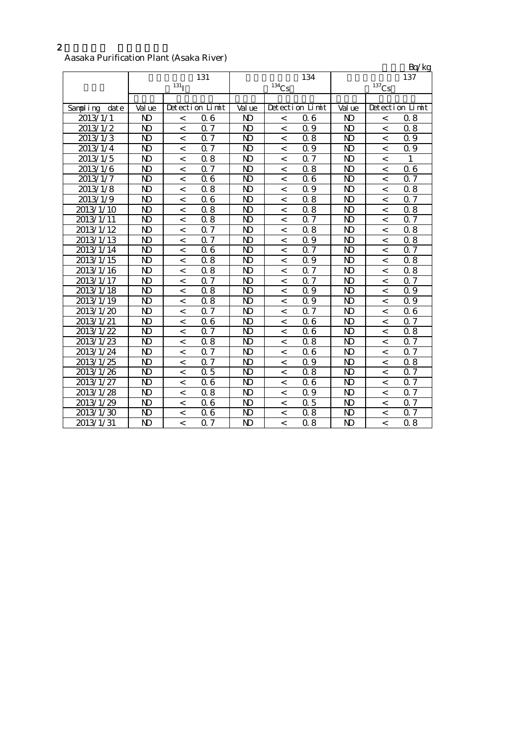2

Aasaka Purification Plant (Asaka River)

Bq/kg

| | 131 $^{131}I$ | | | 134 $^{134}Cs$ | | | 137 $^{137}Cs$ | | |
|---|---|---|---|---|---|---|---|---|---|
| Sampling date | Value | Detection Limit | | Value | Detection Limit | | Value | Detection Limit | |
| 2013/1/1 | ND | < | 0.6 | ND | < | 0.6 | ND | < | 0.8 |
| 2013/1/2 | ND | < | 0.7 | ND | < | 0.9 | ND | < | 0.8 |
| 2013/1/3 | ND | < | 0.7 | ND | < | 0.8 | ND | < | 0.9 |
| 2013/1/4 | ND | < | 0.7 | ND | < | 0.9 | ND | < | 0.9 |
| 2013/1/5 | ND | < | 0.8 | ND | < | 0.7 | ND | < | 1 |
| 2013/1/6 | ND | < | 0.7 | ND | < | 0.8 | ND | < | 0.6 |
| 2013/1/7 | ND | < | 0.6 | ND | < | 0.6 | ND | < | 0.7 |
| 2013/1/8 | ND | < | 0.8 | ND | < | 0.9 | ND | < | 0.8 |
| 2013/1/9 | ND | < | 0.6 | ND | < | 0.8 | ND | < | 0.7 |
| 2013/1/10 | ND | < | 0.8 | ND | < | 0.8 | ND | < | 0.8 |
| 2013/1/11 | ND | < | 0.8 | ND | < | 0.7 | ND | < | 0.7 |
| 2013/1/12 | ND | < | 0.7 | ND | < | 0.8 | ND | < | 0.8 |
| 2013/1/13 | ND | < | 0.7 | ND | < | 0.9 | ND | < | 0.8 |
| 2013/1/14 | ND | < | 0.6 | ND | < | 0.7 | ND | < | 0.7 |
| 2013/1/15 | ND | < | 0.8 | ND | < | 0.9 | ND | < | 0.8 |
| 2013/1/16 | ND | < | 0.8 | ND | < | 0.7 | ND | < | 0.8 |
| 2013/1/17 | ND | < | 0.7 | ND | < | 0.7 | ND | < | 0.7 |
| 2013/1/18 | ND | < | 0.8 | ND | < | 0.9 | ND | < | 0.9 |
| 2013/1/19 | ND | < | 0.8 | ND | < | 0.9 | ND | < | 0.9 |
| 2013/1/20 | ND | < | 0.7 | ND | < | 0.7 | ND | < | 0.6 |
| 2013/1/21 | ND | < | 0.6 | ND | < | 0.6 | ND | < | 0.7 |
| 2013/1/22 | ND | < | 0.7 | ND | < | 0.6 | ND | < | 0.8 |
| 2013/1/23 | ND | < | 0.8 | ND | < | 0.8 | ND | < | 0.7 |
| 2013/1/24 | ND | < | 0.7 | ND | < | 0.6 | ND | < | 0.7 |
| 2013/1/25 | ND | < | 0.7 | ND | < | 0.9 | ND | < | 0.8 |
| 2013/1/26 | ND | < | 0.5 | ND | < | 0.8 | ND | < | 0.7 |
| 2013/1/27 | ND | < | 0.6 | ND | < | 0.6 | ND | < | 0.7 |
| 2013/1/28 | ND | < | 0.8 | ND | < | 0.9 | ND | < | 0.7 |
| 2013/1/29 | ND | < | 0.6 | ND | < | 0.5 | ND | < | 0.7 |
| 2013/1/30 | ND | < | 0.6 | ND | < | 0.8 | ND | < | 0.7 |
| 2013/1/31 | ND | < | 0.7 | ND | < | 0.8 | ND | < | 0.8 |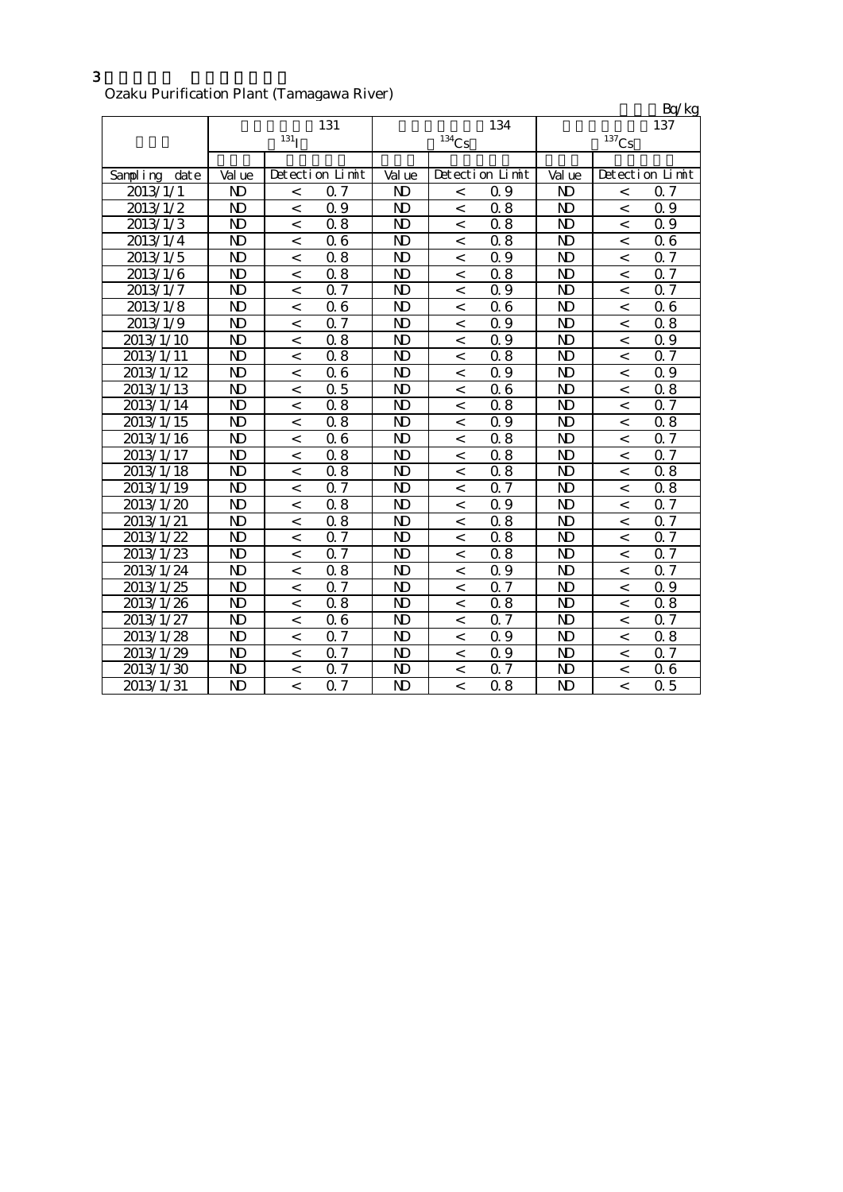3

Ozaku Purification Plant (Tamagawa River)

Bq/kg

| | 131 | | | 134 | | | 137 | | |
|---|---|---|---|---|---|---|---|---|---|
| | $^{131}I$ | | | $^{134}Cs$ | | | $^{137}Cs$ | | |
| Sampling date | Value | Detection Limit | | Value | Detection Limit | | Value | Detection Limit | |
| 2013/1/1 | ND | < | 0.7 | ND | < | 0.9 | ND | < | 0.7 |
| 2013/1/2 | ND | < | 0.9 | ND | < | 0.8 | ND | < | 0.9 |
| 2013/1/3 | ND | < | 0.8 | ND | < | 0.8 | ND | < | 0.9 |
| 2013/1/4 | ND | < | 0.6 | ND | < | 0.8 | ND | < | 0.6 |
| 2013/1/5 | ND | < | 0.8 | ND | < | 0.9 | ND | < | 0.7 |
| 2013/1/6 | ND | < | 0.8 | ND | < | 0.8 | ND | < | 0.7 |
| 2013/1/7 | ND | < | 0.7 | ND | < | 0.9 | ND | < | 0.7 |
| 2013/1/8 | ND | < | 0.6 | ND | < | 0.6 | ND | < | 0.6 |
| 2013/1/9 | ND | < | 0.7 | ND | < | 0.9 | ND | < | 0.8 |
| 2013/1/10 | ND | < | 0.8 | ND | < | 0.9 | ND | < | 0.9 |
| 2013/1/11 | ND | < | 0.8 | ND | < | 0.8 | ND | < | 0.7 |
| 2013/1/12 | ND | < | 0.6 | ND | < | 0.9 | ND | < | 0.9 |
| 2013/1/13 | ND | < | 0.5 | ND | < | 0.6 | ND | < | 0.8 |
| 2013/1/14 | ND | < | 0.8 | ND | < | 0.8 | ND | < | 0.7 |
| 2013/1/15 | ND | < | 0.8 | ND | < | 0.9 | ND | < | 0.8 |
| 2013/1/16 | ND | < | 0.6 | ND | < | 0.8 | ND | < | 0.7 |
| 2013/1/17 | ND | < | 0.8 | ND | < | 0.8 | ND | < | 0.7 |
| 2013/1/18 | ND | < | 0.8 | ND | < | 0.8 | ND | < | 0.8 |
| 2013/1/19 | ND | < | 0.7 | ND | < | 0.7 | ND | < | 0.8 |
| 2013/1/20 | ND | < | 0.8 | ND | < | 0.9 | ND | < | 0.7 |
| 2013/1/21 | ND | < | 0.8 | ND | < | 0.8 | ND | < | 0.7 |
| 2013/1/22 | ND | < | 0.7 | ND | < | 0.8 | ND | < | 0.7 |
| 2013/1/23 | ND | < | 0.7 | ND | < | 0.8 | ND | < | 0.7 |
| 2013/1/24 | ND | < | 0.8 | ND | < | 0.9 | ND | < | 0.7 |
| 2013/1/25 | ND | < | 0.7 | ND | < | 0.7 | ND | < | 0.9 |
| 2013/1/26 | ND | < | 0.8 | ND | < | 0.8 | ND | < | 0.8 |
| 2013/1/27 | ND | < | 0.6 | ND | < | 0.7 | ND | < | 0.7 |
| 2013/1/28 | ND | < | 0.7 | ND | < | 0.9 | ND | < | 0.8 |
| 2013/1/29 | ND | < | 0.7 | ND | < | 0.9 | ND | < | 0.7 |
| 2013/1/30 | ND | < | 0.7 | ND | < | 0.7 | ND | < | 0.6 |
| 2013/1/31 | ND | < | 0.7 | ND | < | 0.8 | ND | < | 0.5 |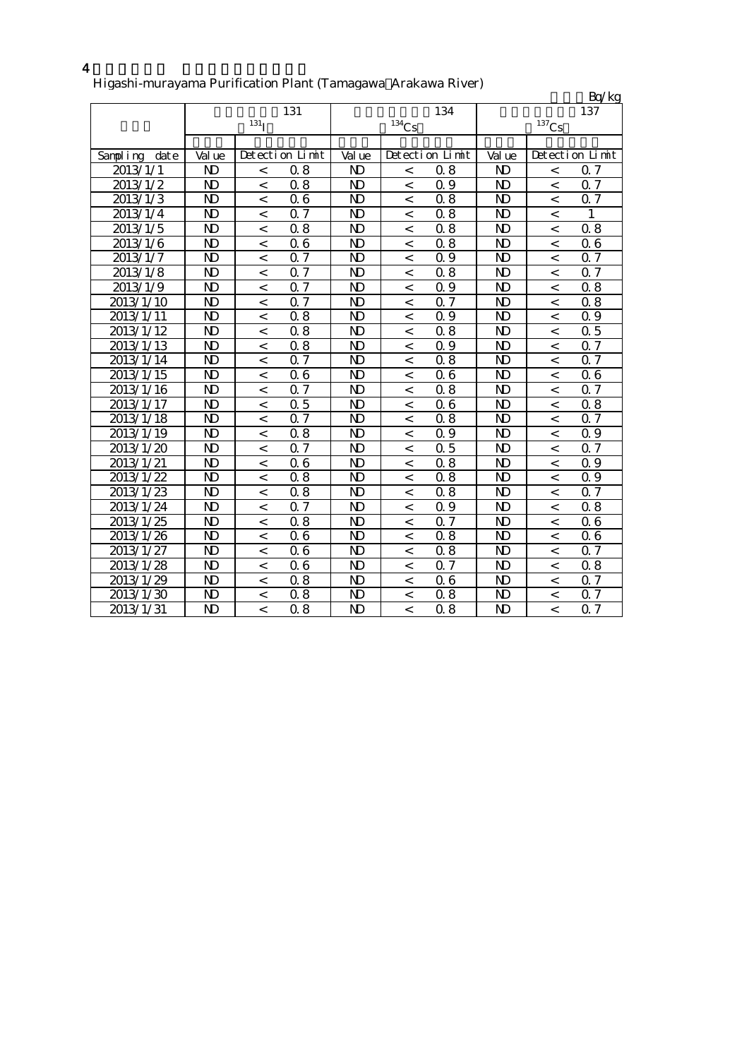4

Higashi-murayama Purification Plant (Tamagawa Arakawa River)

Bq/kg

| | 131 $^{131}I$ | | | 134 $^{134}Cs$ | | | 137 $^{137}Cs$ | | |
|---|---|---|---|---|---|---|---|---|---|
| Sampling date | Value | Detection Limit | | Value | Detection Limit | | Value | Detection Limit | |
| 2013/1/1 | ND | < | 0.8 | ND | < | 0.8 | ND | < | 0.7 |
| 2013/1/2 | ND | < | 0.8 | ND | < | 0.9 | ND | < | 0.7 |
| 2013/1/3 | ND | < | 0.6 | ND | < | 0.8 | ND | < | 0.7 |
| 2013/1/4 | ND | < | 0.7 | ND | < | 0.8 | ND | < | 1 |
| 2013/1/5 | ND | < | 0.8 | ND | < | 0.8 | ND | < | 0.8 |
| 2013/1/6 | ND | < | 0.6 | ND | < | 0.8 | ND | < | 0.6 |
| 2013/1/7 | ND | < | 0.7 | ND | < | 0.9 | ND | < | 0.7 |
| 2013/1/8 | ND | < | 0.7 | ND | < | 0.8 | ND | < | 0.7 |
| 2013/1/9 | ND | < | 0.7 | ND | < | 0.9 | ND | < | 0.8 |
| 2013/1/10 | ND | < | 0.7 | ND | < | 0.7 | ND | < | 0.8 |
| 2013/1/11 | ND | < | 0.8 | ND | < | 0.9 | ND | < | 0.9 |
| 2013/1/12 | ND | < | 0.8 | ND | < | 0.8 | ND | < | 0.5 |
| 2013/1/13 | ND | < | 0.8 | ND | < | 0.9 | ND | < | 0.7 |
| 2013/1/14 | ND | < | 0.7 | ND | < | 0.8 | ND | < | 0.7 |
| 2013/1/15 | ND | < | 0.6 | ND | < | 0.6 | ND | < | 0.6 |
| 2013/1/16 | ND | < | 0.7 | ND | < | 0.8 | ND | < | 0.7 |
| 2013/1/17 | ND | < | 0.5 | ND | < | 0.6 | ND | < | 0.8 |
| 2013/1/18 | ND | < | 0.7 | ND | < | 0.8 | ND | < | 0.7 |
| 2013/1/19 | ND | < | 0.8 | ND | < | 0.9 | ND | < | 0.9 |
| 2013/1/20 | ND | < | 0.7 | ND | < | 0.5 | ND | < | 0.7 |
| 2013/1/21 | ND | < | 0.6 | ND | < | 0.8 | ND | < | 0.9 |
| 2013/1/22 | ND | < | 0.8 | ND | < | 0.8 | ND | < | 0.9 |
| 2013/1/23 | ND | < | 0.8 | ND | < | 0.8 | ND | < | 0.7 |
| 2013/1/24 | ND | < | 0.7 | ND | < | 0.9 | ND | < | 0.8 |
| 2013/1/25 | ND | < | 0.8 | ND | < | 0.7 | ND | < | 0.6 |
| 2013/1/26 | ND | < | 0.6 | ND | < | 0.8 | ND | < | 0.6 |
| 2013/1/27 | ND | < | 0.6 | ND | < | 0.8 | ND | < | 0.7 |
| 2013/1/28 | ND | < | 0.6 | ND | < | 0.7 | ND | < | 0.8 |
| 2013/1/29 | ND | < | 0.8 | ND | < | 0.6 | ND | < | 0.7 |
| 2013/1/30 | ND | < | 0.8 | ND | < | 0.8 | ND | < | 0.7 |
| 2013/1/31 | ND | < | 0.8 | ND | < | 0.8 | ND | < | 0.7 |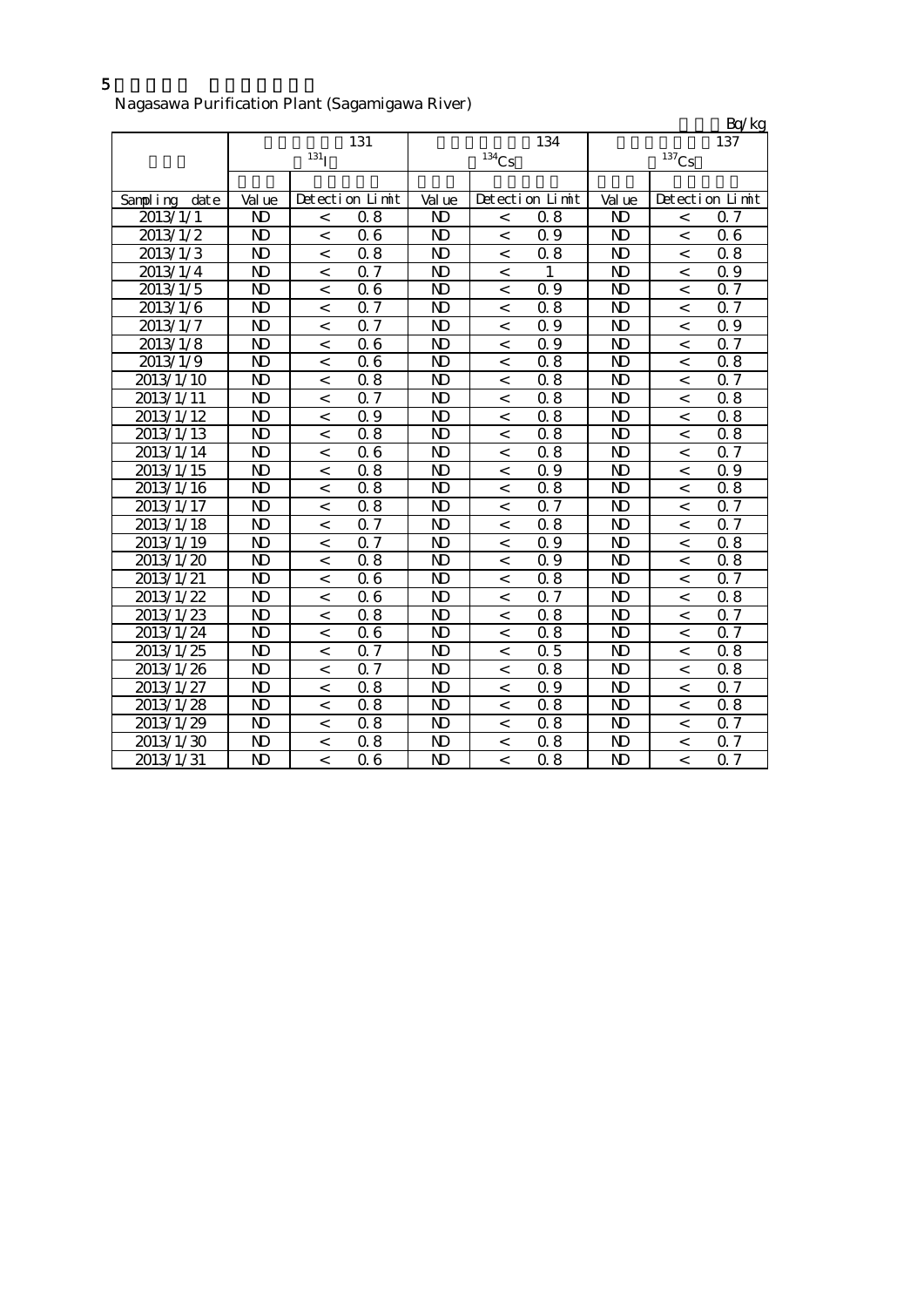5

Nagasawa Purification Plant (Sagamigawa River)

Bq/kg

| | 131 | | | 134 | | | 137 | | |
|---|---|---|---|---|---|---|---|---|---|
| | $^{131}I$ | | | $^{134}Cs$ | | | $^{137}Cs$ | | |
| Sampling date | Value | Detection Limit | | Value | Detection Limit | | Value | Detection Limit | |
| 2013/1/1 | ND | < | 0.8 | ND | < | 0.8 | ND | < | 0.7 |
| 2013/1/2 | ND | < | 0.6 | ND | < | 0.9 | ND | < | 0.6 |
| 2013/1/3 | ND | < | 0.8 | ND | < | 0.8 | ND | < | 0.8 |
| 2013/1/4 | ND | < | 0.7 | ND | < | 1 | ND | < | 0.9 |
| 2013/1/5 | ND | < | 0.6 | ND | < | 0.9 | ND | < | 0.7 |
| 2013/1/6 | ND | < | 0.7 | ND | < | 0.8 | ND | < | 0.7 |
| 2013/1/7 | ND | < | 0.7 | ND | < | 0.9 | ND | < | 0.9 |
| 2013/1/8 | ND | < | 0.6 | ND | < | 0.9 | ND | < | 0.7 |
| 2013/1/9 | ND | < | 0.6 | ND | < | 0.8 | ND | < | 0.8 |
| 2013/1/10 | ND | < | 0.8 | ND | < | 0.8 | ND | < | 0.7 |
| 2013/1/11 | ND | < | 0.7 | ND | < | 0.8 | ND | < | 0.8 |
| 2013/1/12 | ND | < | 0.9 | ND | < | 0.8 | ND | < | 0.8 |
| 2013/1/13 | ND | < | 0.8 | ND | < | 0.8 | ND | < | 0.8 |
| 2013/1/14 | ND | < | 0.6 | ND | < | 0.8 | ND | < | 0.7 |
| 2013/1/15 | ND | < | 0.8 | ND | < | 0.9 | ND | < | 0.9 |
| 2013/1/16 | ND | < | 0.8 | ND | < | 0.8 | ND | < | 0.8 |
| 2013/1/17 | ND | < | 0.8 | ND | < | 0.7 | ND | < | 0.7 |
| 2013/1/18 | ND | < | 0.7 | ND | < | 0.8 | ND | < | 0.7 |
| 2013/1/19 | ND | < | 0.7 | ND | < | 0.9 | ND | < | 0.8 |
| 2013/1/20 | ND | < | 0.8 | ND | < | 0.9 | ND | < | 0.8 |
| 2013/1/21 | ND | < | 0.6 | ND | < | 0.8 | ND | < | 0.7 |
| 2013/1/22 | ND | < | 0.6 | ND | < | 0.7 | ND | < | 0.8 |
| 2013/1/23 | ND | < | 0.8 | ND | < | 0.8 | ND | < | 0.7 |
| 2013/1/24 | ND | < | 0.6 | ND | < | 0.8 | ND | < | 0.7 |
| 2013/1/25 | ND | < | 0.7 | ND | < | 0.5 | ND | < | 0.8 |
| 2013/1/26 | ND | < | 0.7 | ND | < | 0.8 | ND | < | 0.8 |
| 2013/1/27 | ND | < | 0.8 | ND | < | 0.9 | ND | < | 0.7 |
| 2013/1/28 | ND | < | 0.8 | ND | < | 0.8 | ND | < | 0.8 |
| 2013/1/29 | ND | < | 0.8 | ND | < | 0.8 | ND | < | 0.7 |
| 2013/1/30 | ND | < | 0.8 | ND | < | 0.8 | ND | < | 0.7 |
| 2013/1/31 | ND | < | 0.6 | ND | < | 0.8 | ND | < | 0.7 |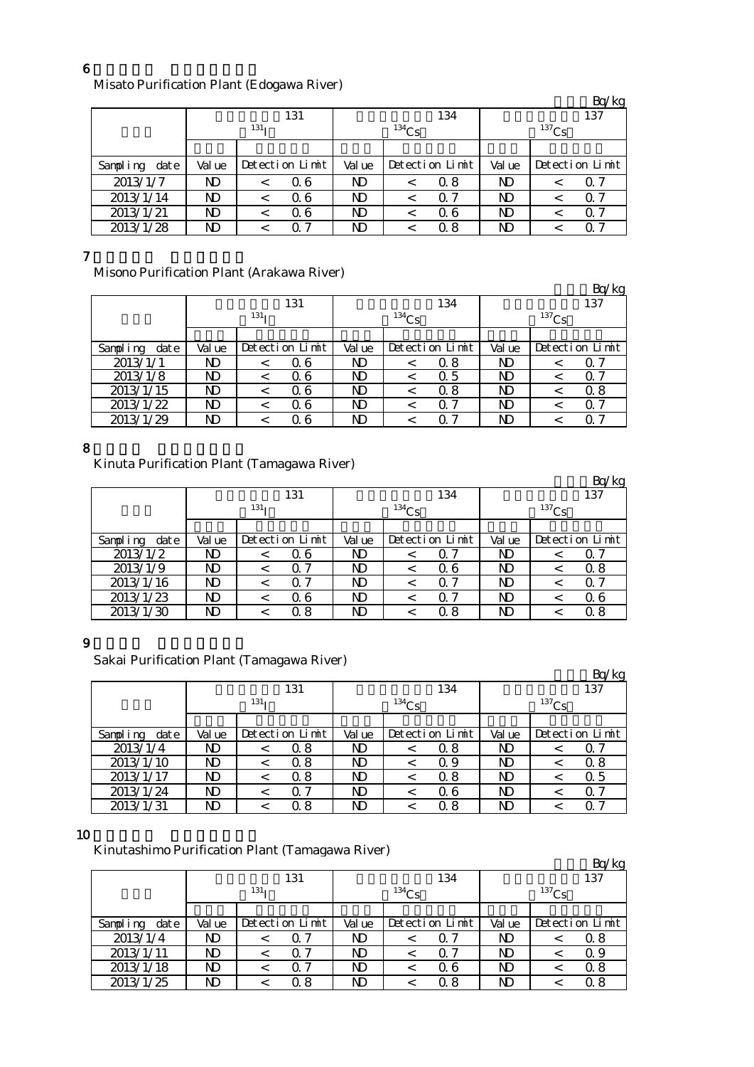## 6

Misato Purification Plant (Edogawa River)

Bq/kg

| | 131 $^{131}I$ | | | 134 $^{134}Cs$ | | | 137 $^{137}Cs$ | | |
|---|---|---|---|---|---|---|---|---|---|
| Sampling date | Value | Detection Limit | | Value | Detection Limit | | Value | Detection Limit | |
| 2013/1/7 | ND | < | 0.6 | ND | < | 0.8 | ND | < | 0.7 |
| 2013/1/14 | ND | < | 0.6 | ND | < | 0.7 | ND | < | 0.7 |
| 2013/1/21 | ND | < | 0.6 | ND | < | 0.6 | ND | < | 0.7 |
| 2013/1/28 | ND | < | 0.7 | ND | < | 0.8 | ND | < | 0.7 |

## 7

Misono Purification Plant (Arakawa River)

Bq/kg

| | 131 $^{131}I$ | | | 134 $^{134}Cs$ | | | 137 $^{137}Cs$ | | |
|---|---|---|---|---|---|---|---|---|---|
| Sampling date | Value | Detection Limit | | Value | Detection Limit | | Value | Detection Limit | |
| 2013/1/1 | ND | < | 0.6 | ND | < | 0.8 | ND | < | 0.7 |
| 2013/1/8 | ND | < | 0.6 | ND | < | 0.5 | ND | < | 0.7 |
| 2013/1/15 | ND | < | 0.6 | ND | < | 0.8 | ND | < | 0.8 |
| 2013/1/22 | ND | < | 0.6 | ND | < | 0.7 | ND | < | 0.7 |
| 2013/1/29 | ND | < | 0.6 | ND | < | 0.7 | ND | < | 0.7 |

## 8

Kinuta Purification Plant (Tamagawa River)

Bq/kg

| | 131 $^{131}I$ | | | 134 $^{134}Cs$ | | | 137 $^{137}Cs$ | | |
|---|---|---|---|---|---|---|---|---|---|
| Sampling date | Value | Detection Limit | | Value | Detection Limit | | Value | Detection Limit | |
| 2013/1/2 | ND | < | 0.6 | ND | < | 0.7 | ND | < | 0.7 |
| 2013/1/9 | ND | < | 0.7 | ND | < | 0.6 | ND | < | 0.8 |
| 2013/1/16 | ND | < | 0.7 | ND | < | 0.7 | ND | < | 0.7 |
| 2013/1/23 | ND | < | 0.6 | ND | < | 0.7 | ND | < | 0.6 |
| 2013/1/30 | ND | < | 0.8 | ND | < | 0.8 | ND | < | 0.8 |

## 9

Sakai Purification Plant (Tamagawa River)

Bq/kg

| | 131 $^{131}I$ | | | 134 $^{134}Cs$ | | | 137 $^{137}Cs$ | | |
|---|---|---|---|---|---|---|---|---|---|
| Sampling date | Value | Detection Limit | | Value | Detection Limit | | Value | Detection Limit | |
| 2013/1/4 | ND | < | 0.8 | ND | < | 0.8 | ND | < | 0.7 |
| 2013/1/10 | ND | < | 0.8 | ND | < | 0.9 | ND | < | 0.8 |
| 2013/1/17 | ND | < | 0.8 | ND | < | 0.8 | ND | < | 0.5 |
| 2013/1/24 | ND | < | 0.7 | ND | < | 0.6 | ND | < | 0.7 |
| 2013/1/31 | ND | < | 0.8 | ND | < | 0.8 | ND | < | 0.7 |

## 10

Kinutashimo Purification Plant (Tamagawa River)

Bq/kg

| | 131 $^{131}I$ | | | 134 $^{134}Cs$ | | | 137 $^{137}Cs$ | | |
|---|---|---|---|---|---|---|---|---|---|
| Sampling date | Value | Detection Limit | | Value | Detection Limit | | Value | Detection Limit | |
| 2013/1/4 | ND | < | 0.7 | ND | < | 0.7 | ND | < | 0.8 |
| 2013/1/11 | ND | < | 0.7 | ND | < | 0.7 | ND | < | 0.9 |
| 2013/1/18 | ND | < | 0.7 | ND | < | 0.6 | ND | < | 0.8 |
| 2013/1/25 | ND | < | 0.8 | ND | < | 0.8 | ND | < | 0.8 |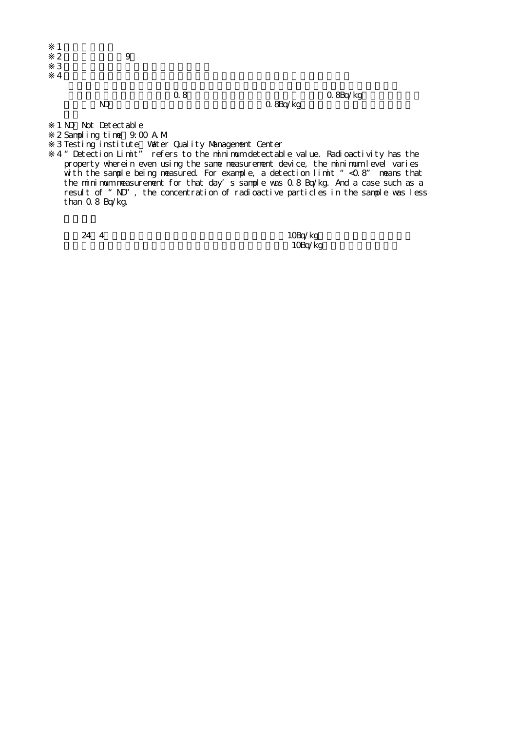※1

※2 9

※3

※4

0.8 0.8Bq/kg

ND 0.8Bq/kg

※1 ND Not Detectable

※2 Sampling time 9:00 A.M

※3 Testing institute Water Quality Management Center

※4 "Detection Limit" refers to the minimum detectable value. Radioactivity has the property wherein even using the same measurement device, the minimum level varies with the sample being measured. For example, a detection limit "<0.8" means that the minimum measurement for that day's sample was 0.8 Bq/kg. And a case such as a result of "ND", the concentration of radioactive particles in the sample was less than 0.8 Bq/kg.

24 4 10Bq/kg

10Bq/kg